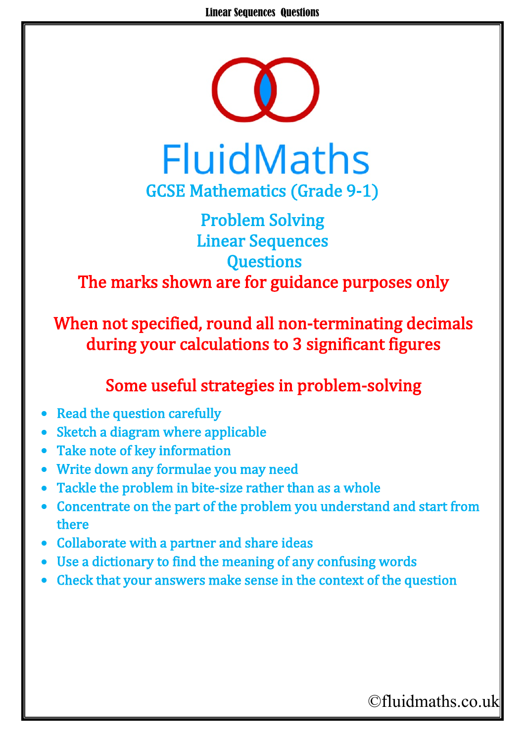# FluidMaths

## GCSE Mathematics (Grade 9-1)

## Problem Solving
## Linear Sequences
## Questions

**The marks shown are for guidance purposes only**

**When not specified, round all non-terminating decimals during your calculations to 3 significant figures**

### Some useful strategies in problem-solving

- Read the question carefully
- Sketch a diagram where applicable
- Take note of key information
- Write down any formulae you may need
- Tackle the problem in bite-size rather than as a whole
- Concentrate on the part of the problem you understand and start from there
- Collaborate with a partner and share ideas
- Use a dictionary to find the meaning of any confusing words
- Check that your answers make sense in the context of the question

©fluidmaths.co.uk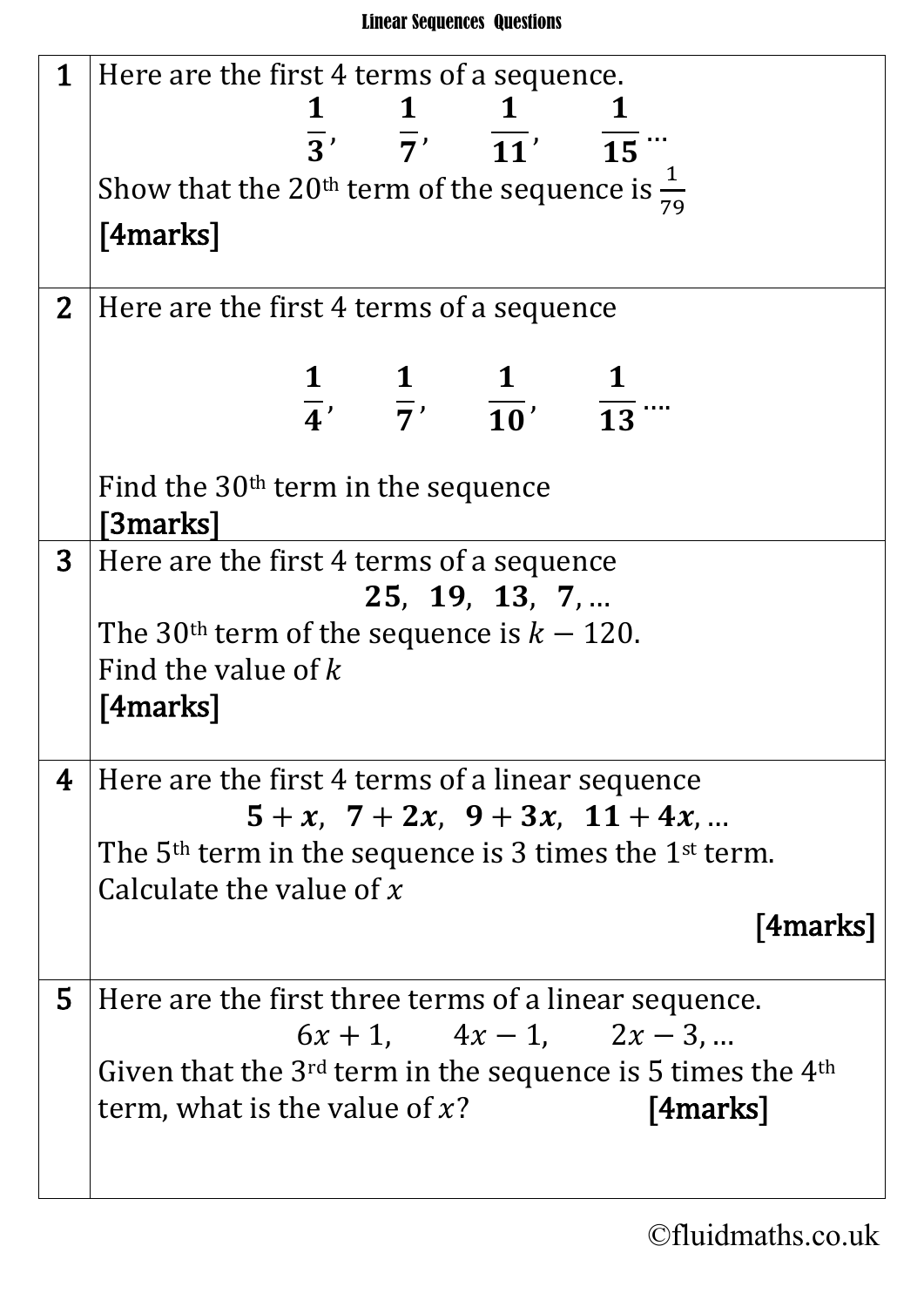# Linear Sequences Questions

| | |
|---|---|
| **1** | Here are the first 4 terms of a sequence. $$\frac{1}{3}, \quad \frac{1}{7}, \quad \frac{1}{11}, \quad \frac{1}{15} \ldots$$ Show that the 20th term of the sequence is $\frac{1}{79}$ **[4marks]** |
| **2** | Here are the first 4 terms of a sequence $$\frac{1}{4}, \quad \frac{1}{7}, \quad \frac{1}{10}, \quad \frac{1}{13} \ldots.$$ Find the 30th term in the sequence **[3marks]** |
| **3** | Here are the first 4 terms of a sequence $$\mathbf{25}, \ \mathbf{19}, \ \mathbf{13}, \ \mathbf{7}, \ldots$$ The 30th term of the sequence is $k - 120$. Find the value of $k$ **[4marks]** |
| **4** | Here are the first 4 terms of a linear sequence $$5 + x, \ 7 + 2x, \ 9 + 3x, \ 11 + 4x, \ldots$$ The 5th term in the sequence is 3 times the 1st term. Calculate the value of $x$ **[4marks]** |
| **5** | Here are the first three terms of a linear sequence. $$6x + 1, \quad 4x - 1, \quad 2x - 3, \ldots$$ Given that the 3rd term in the sequence is 5 times the 4th term, what is the value of $x$? **[4marks]** |

©fluidmaths.co.uk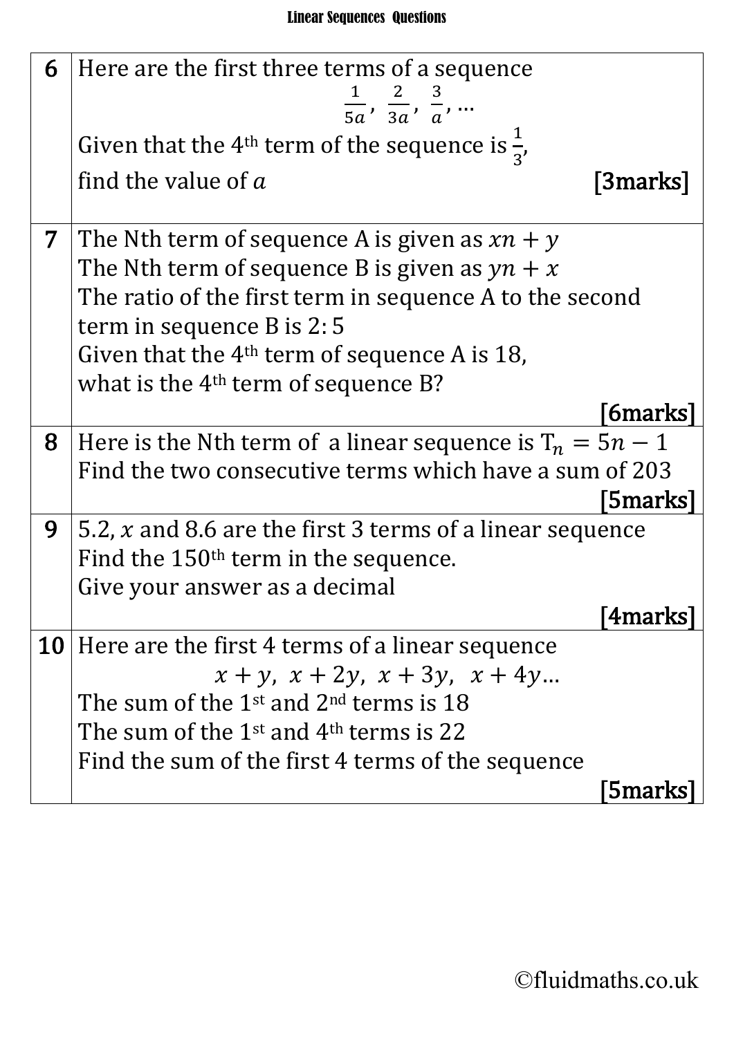| | |
|---|---|
| 6 | Here are the first three terms of a sequence<br>$\frac{1}{5a}, \frac{2}{3a}, \frac{3}{a}, \ldots$<br>Given that the 4th term of the sequence is $\frac{1}{3}$,<br>find the value of $a$ **[3marks]** |
| 7 | The Nth term of sequence A is given as $xn + y$<br>The Nth term of sequence B is given as $yn + x$<br>The ratio of the first term in sequence A to the second term in sequence B is 2: 5<br>Given that the 4th term of sequence A is 18,<br>what is the 4th term of sequence B?<br>**[6marks]** |
| 8 | Here is the Nth term of a linear sequence is $T_n = 5n - 1$<br>Find the two consecutive terms which have a sum of 203<br>**[5marks]** |
| 9 | 5.2, $x$ and 8.6 are the first 3 terms of a linear sequence<br>Find the 150th term in the sequence.<br>Give your answer as a decimal<br>**[4marks]** |
| 10 | Here are the first 4 terms of a linear sequence<br>$x + y, \; x + 2y, \; x + 3y, \; x + 4y \ldots$<br>The sum of the 1st and 2nd terms is 18<br>The sum of the 1st and 4th terms is 22<br>Find the sum of the first 4 terms of the sequence<br>**[5marks]** |

©fluidmaths.co.uk